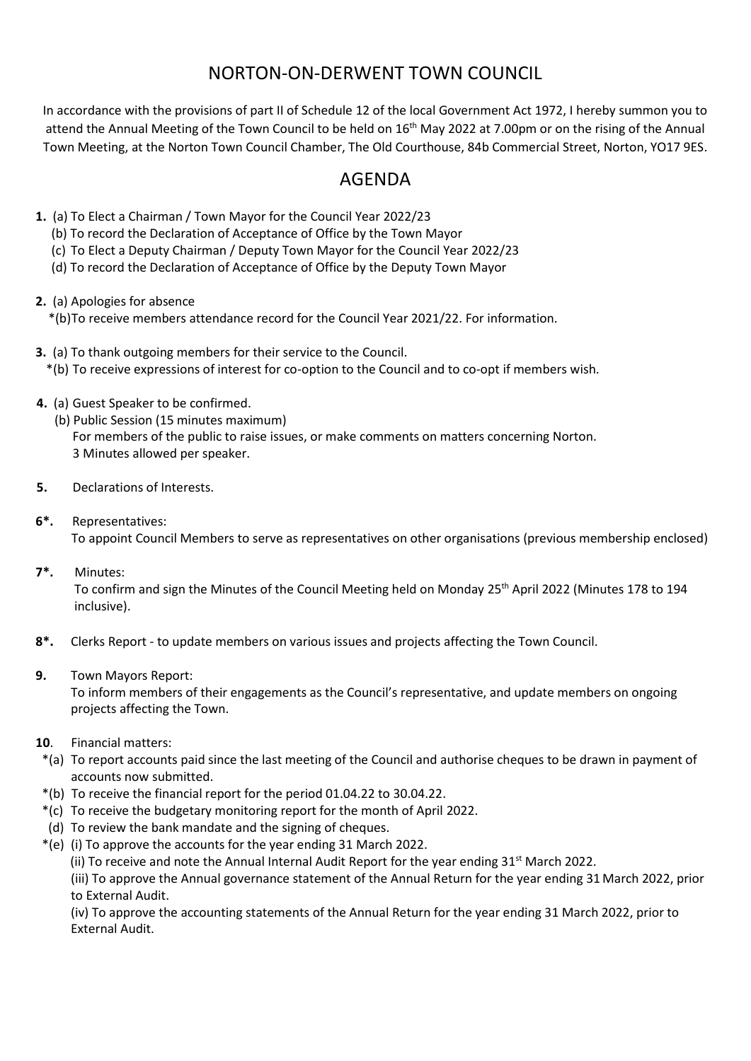# NORTON-ON-DERWENT TOWN COUNCIL

In accordance with the provisions of part II of Schedule 12 of the local Government Act 1972, I hereby summon you to attend the Annual Meeting of the Town Council to be held on 16th May 2022 at 7.00pm or on the rising of the Annual Town Meeting, at the Norton Town Council Chamber, The Old Courthouse, 84b Commercial Street, Norton, YO17 9ES.

## AGENDA

**1.** (a) To Elect a Chairman / Town Mayor for the Council Year 2022/23
   (b) To record the Declaration of Acceptance of Office by the Town Mayor
   (c) To Elect a Deputy Chairman / Deputy Town Mayor for the Council Year 2022/23
   (d) To record the Declaration of Acceptance of Office by the Deputy Town Mayor

**2.** (a) Apologies for absence
   *(b)To receive members attendance record for the Council Year 2021/22. For information.

**3.** (a) To thank outgoing members for their service to the Council.
   *(b) To receive expressions of interest for co-option to the Council and to co-opt if members wish.

**4.** (a) Guest Speaker to be confirmed.
   (b) Public Session (15 minutes maximum)
   For members of the public to raise issues, or make comments on matters concerning Norton.
   3 Minutes allowed per speaker.

**5.** Declarations of Interests.

**6*.** Representatives:
   To appoint Council Members to serve as representatives on other organisations (previous membership enclosed)

**7*.** Minutes:
   To confirm and sign the Minutes of the Council Meeting held on Monday 25th April 2022 (Minutes 178 to 194 inclusive).

**8*.** Clerks Report - to update members on various issues and projects affecting the Town Council.

**9.** Town Mayors Report:
   To inform members of their engagements as the Council's representative, and update members on ongoing projects affecting the Town.

**10**. Financial matters:
   *(a) To report accounts paid since the last meeting of the Council and authorise cheques to be drawn in payment of accounts now submitted.
   *(b) To receive the financial report for the period 01.04.22 to 30.04.22.
   *(c) To receive the budgetary monitoring report for the month of April 2022.
   (d) To review the bank mandate and the signing of cheques.
   *(e) (i) To approve the accounts for the year ending 31 March 2022.
   (ii) To receive and note the Annual Internal Audit Report for the year ending 31st March 2022.
   (iii) To approve the Annual governance statement of the Annual Return for the year ending 31 March 2022, prior to External Audit.
   (iv) To approve the accounting statements of the Annual Return for the year ending 31 March 2022, prior to External Audit.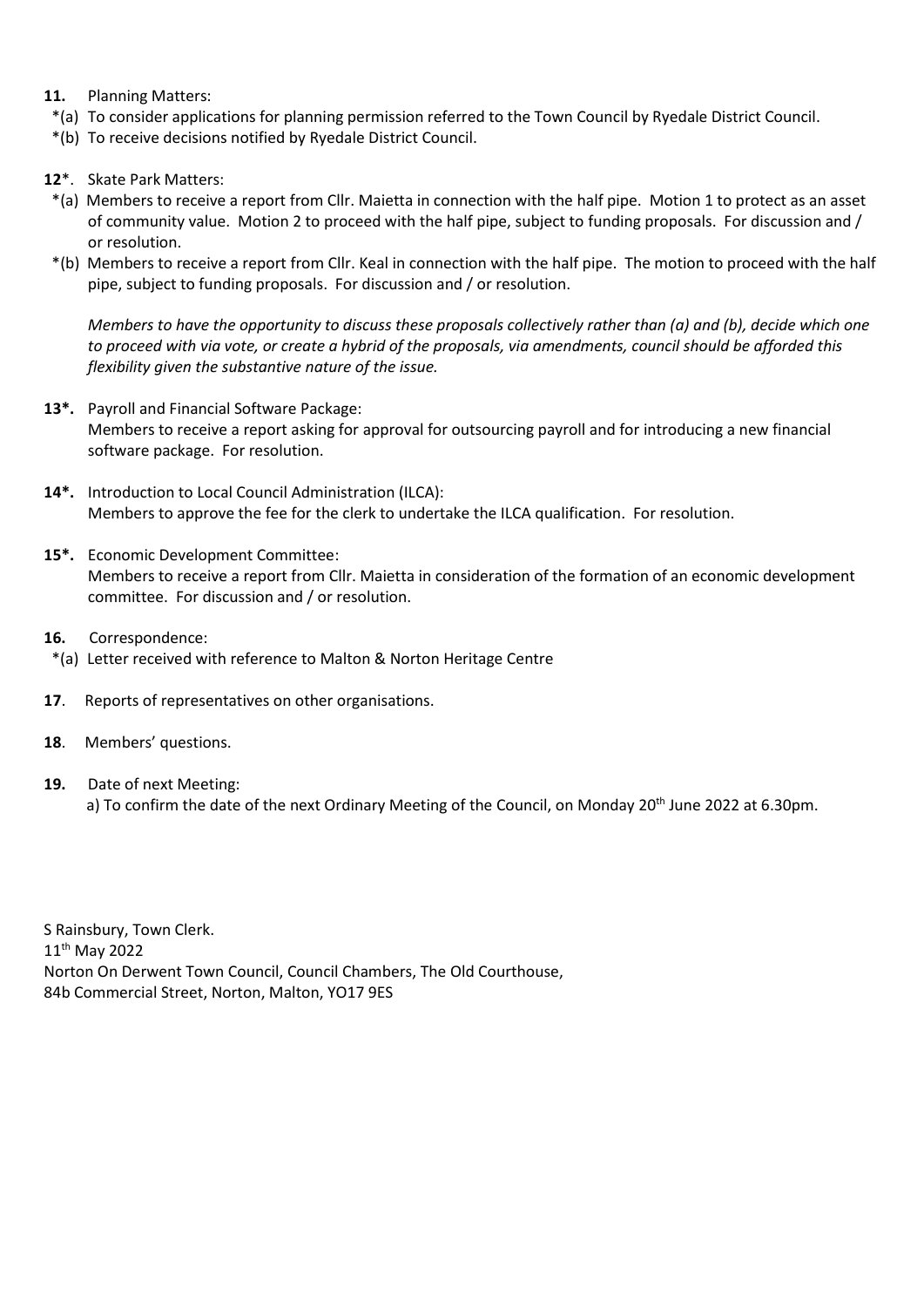**11.** Planning Matters:

*(a) To consider applications for planning permission referred to the Town Council by Ryedale District Council.

*(b) To receive decisions notified by Ryedale District Council.

**12***. Skate Park Matters:

*(a) Members to receive a report from Cllr. Maietta in connection with the half pipe. Motion 1 to protect as an asset of community value. Motion 2 to proceed with the half pipe, subject to funding proposals. For discussion and / or resolution.

*(b) Members to receive a report from Cllr. Keal in connection with the half pipe. The motion to proceed with the half pipe, subject to funding proposals. For discussion and / or resolution.

*Members to have the opportunity to discuss these proposals collectively rather than (a) and (b), decide which one to proceed with via vote, or create a hybrid of the proposals, via amendments, council should be afforded this flexibility given the substantive nature of the issue.*

**13*.** Payroll and Financial Software Package:
Members to receive a report asking for approval for outsourcing payroll and for introducing a new financial software package. For resolution.

**14*.** Introduction to Local Council Administration (ILCA):
Members to approve the fee for the clerk to undertake the ILCA qualification. For resolution.

**15*.** Economic Development Committee:
Members to receive a report from Cllr. Maietta in consideration of the formation of an economic development committee. For discussion and / or resolution.

**16.** Correspondence:

*(a) Letter received with reference to Malton & Norton Heritage Centre

**17**. Reports of representatives on other organisations.

**18**. Members' questions.

**19.** Date of next Meeting:
a) To confirm the date of the next Ordinary Meeting of the Council, on Monday 20th June 2022 at 6.30pm.

S Rainsbury, Town Clerk.
11th May 2022
Norton On Derwent Town Council, Council Chambers, The Old Courthouse,
84b Commercial Street, Norton, Malton, YO17 9ES